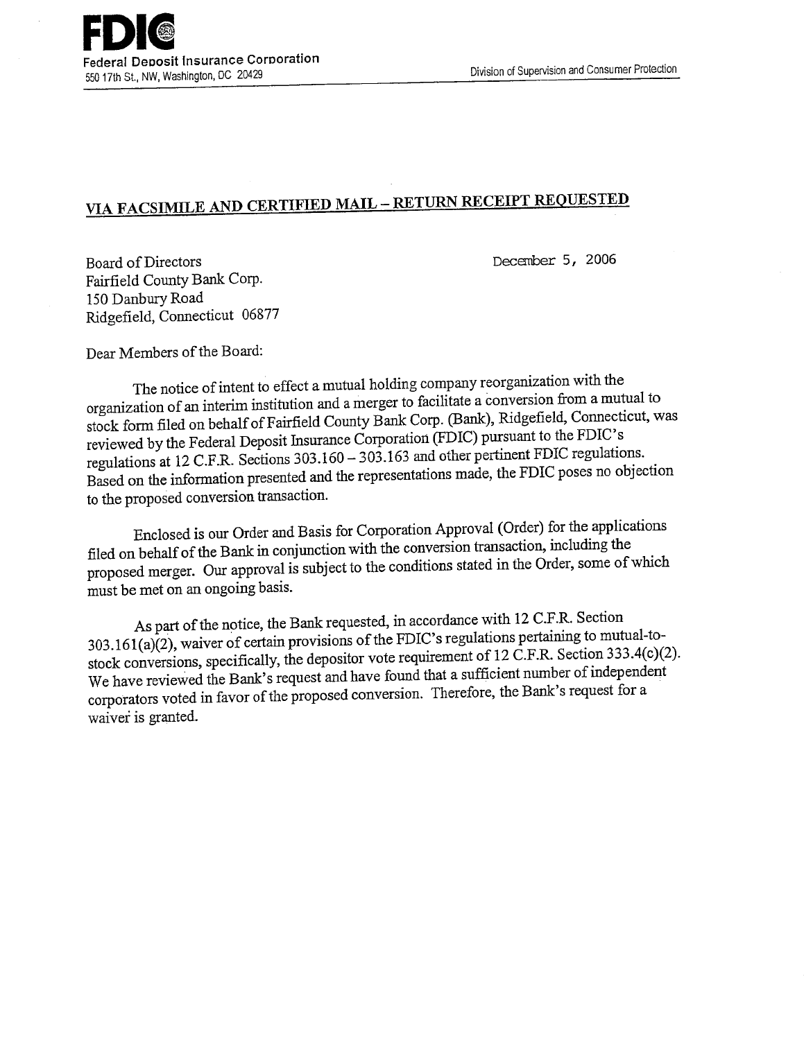**FDIC**
Federal Deposit Insurance Corporation
550 17th St., NW, Washington, DC 20429

Division of Supervision and Consumer Protection

**VIA FACSIMILE AND CERTIFIED MAIL – RETURN RECEIPT REQUESTED**

Board of Directors
Fairfield County Bank Corp.
150 Danbury Road
Ridgefield, Connecticut 06877

December 5, 2006

Dear Members of the Board:

The notice of intent to effect a mutual holding company reorganization with the organization of an interim institution and a merger to facilitate a conversion from a mutual to stock form filed on behalf of Fairfield County Bank Corp. (Bank), Ridgefield, Connecticut, was reviewed by the Federal Deposit Insurance Corporation (FDIC) pursuant to the FDIC's regulations at 12 C.F.R. Sections 303.160 – 303.163 and other pertinent FDIC regulations. Based on the information presented and the representations made, the FDIC poses no objection to the proposed conversion transaction.

Enclosed is our Order and Basis for Corporation Approval (Order) for the applications filed on behalf of the Bank in conjunction with the conversion transaction, including the proposed merger. Our approval is subject to the conditions stated in the Order, some of which must be met on an ongoing basis.

As part of the notice, the Bank requested, in accordance with 12 C.F.R. Section 303.161(a)(2), waiver of certain provisions of the FDIC's regulations pertaining to mutual-to-stock conversions, specifically, the depositor vote requirement of 12 C.F.R. Section 333.4(c)(2). We have reviewed the Bank's request and have found that a sufficient number of independent corporators voted in favor of the proposed conversion. Therefore, the Bank's request for a waiver is granted.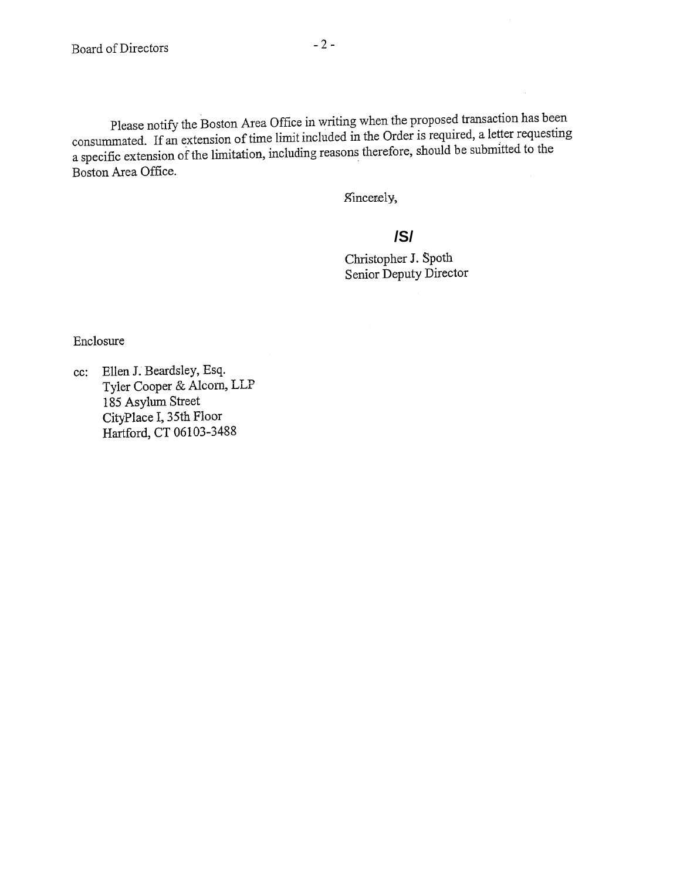Please notify the Boston Area Office in writing when the proposed transaction has been consummated. If an extension of time limit included in the Order is required, a letter requesting a specific extension of the limitation, including reasons therefore, should be submitted to the Boston Area Office.

Sincerely,

**/S/**

Christopher J. Spoth
Senior Deputy Director

Enclosure

cc: Ellen J. Beardsley, Esq.
Tyler Cooper & Alcorn, LLP
185 Asylum Street
CityPlace I, 35th Floor
Hartford, CT 06103-3488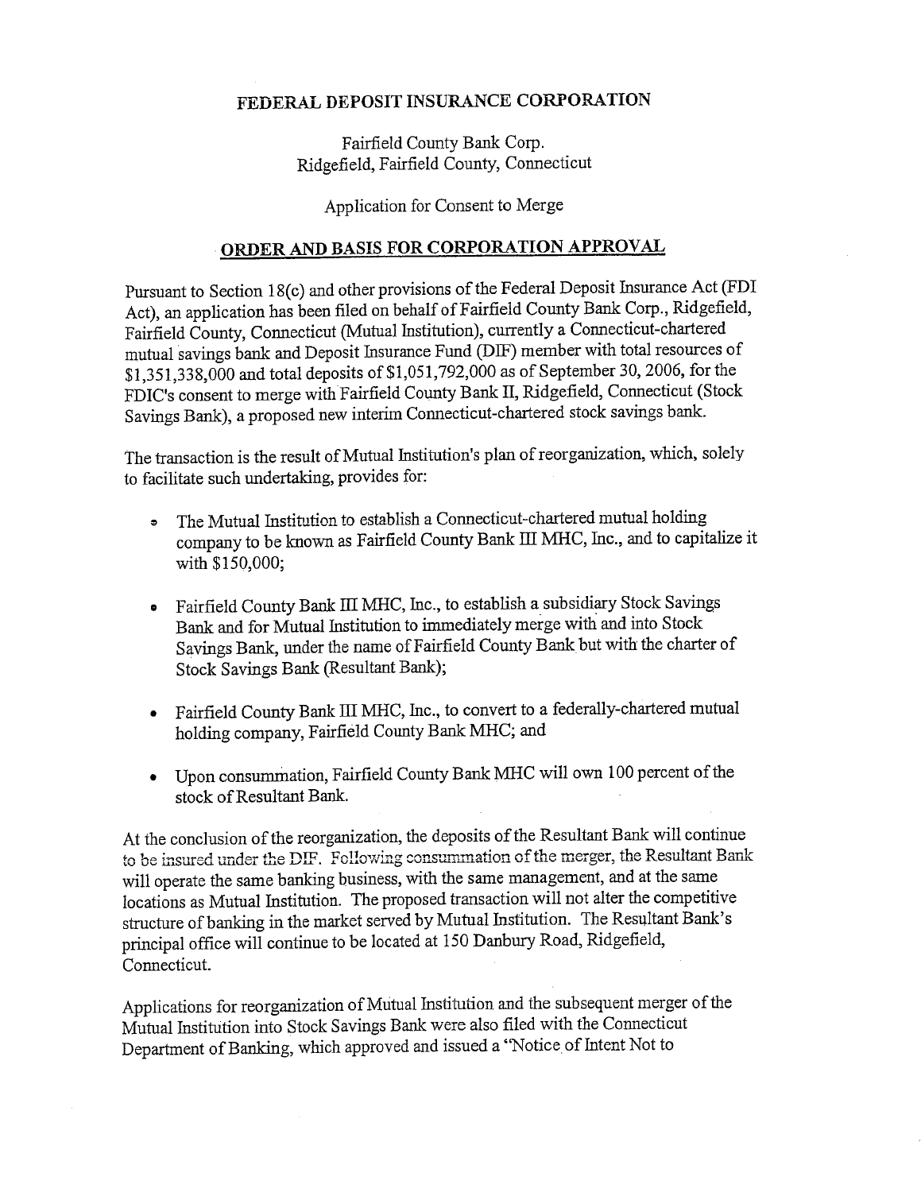**FEDERAL DEPOSIT INSURANCE CORPORATION**

Fairfield County Bank Corp.
Ridgefield, Fairfield County, Connecticut

Application for Consent to Merge

## ORDER AND BASIS FOR CORPORATION APPROVAL

Pursuant to Section 18(c) and other provisions of the Federal Deposit Insurance Act (FDI Act), an application has been filed on behalf of Fairfield County Bank Corp., Ridgefield, Fairfield County, Connecticut (Mutual Institution), currently a Connecticut-chartered mutual savings bank and Deposit Insurance Fund (DIF) member with total resources of $1,351,338,000 and total deposits of $1,051,792,000 as of September 30, 2006, for the FDIC's consent to merge with Fairfield County Bank II, Ridgefield, Connecticut (Stock Savings Bank), a proposed new interim Connecticut-chartered stock savings bank.

The transaction is the result of Mutual Institution's plan of reorganization, which, solely to facilitate such undertaking, provides for:

- The Mutual Institution to establish a Connecticut-chartered mutual holding company to be known as Fairfield County Bank III MHC, Inc., and to capitalize it with $150,000;
- Fairfield County Bank III MHC, Inc., to establish a subsidiary Stock Savings Bank and for Mutual Institution to immediately merge with and into Stock Savings Bank, under the name of Fairfield County Bank but with the charter of Stock Savings Bank (Resultant Bank);
- Fairfield County Bank III MHC, Inc., to convert to a federally-chartered mutual holding company, Fairfield County Bank MHC; and
- Upon consummation, Fairfield County Bank MHC will own 100 percent of the stock of Resultant Bank.

At the conclusion of the reorganization, the deposits of the Resultant Bank will continue to be insured under the DIF. Following consummation of the merger, the Resultant Bank will operate the same banking business, with the same management, and at the same locations as Mutual Institution. The proposed transaction will not alter the competitive structure of banking in the market served by Mutual Institution. The Resultant Bank's principal office will continue to be located at 150 Danbury Road, Ridgefield, Connecticut.

Applications for reorganization of Mutual Institution and the subsequent merger of the Mutual Institution into Stock Savings Bank were also filed with the Connecticut Department of Banking, which approved and issued a "Notice of Intent Not to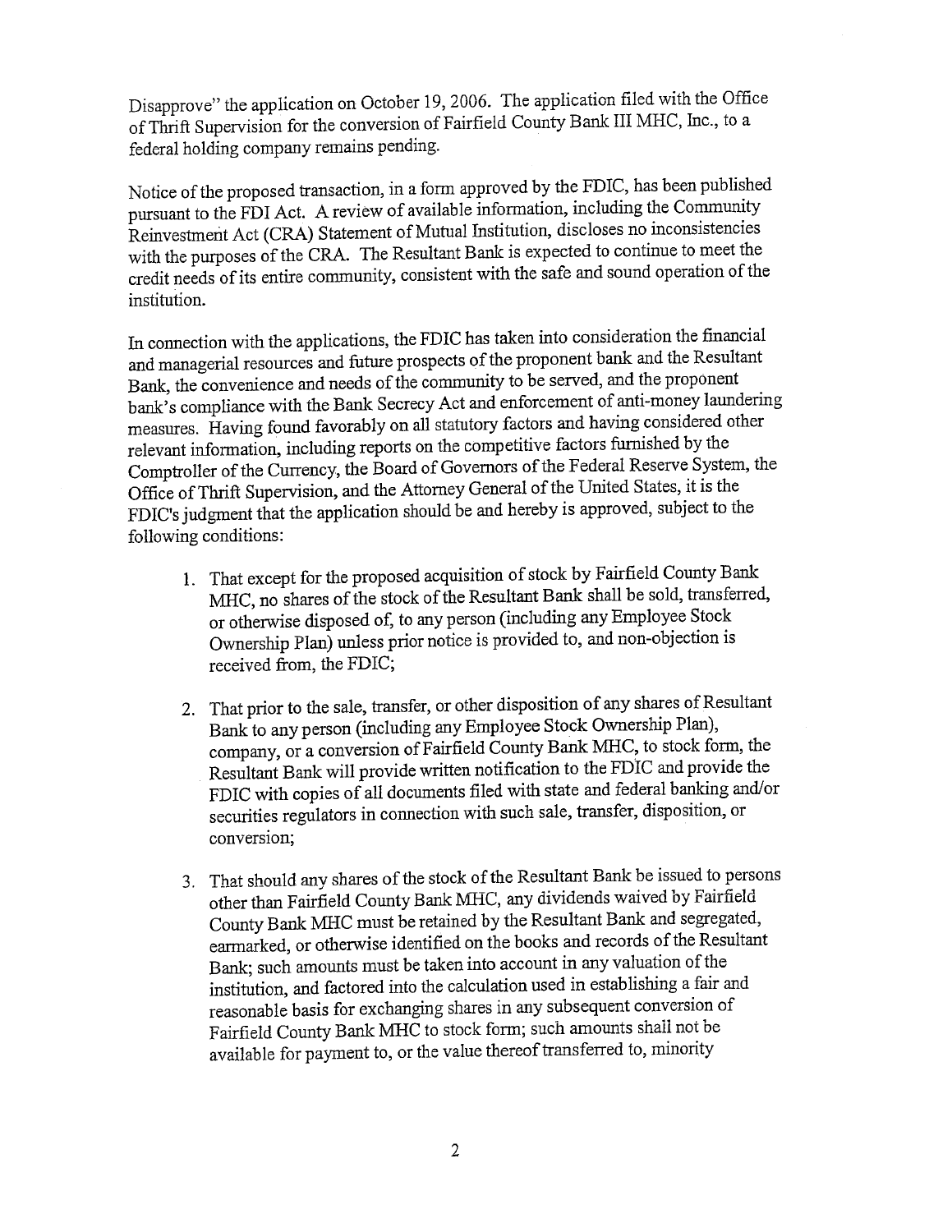Disapprove" the application on October 19, 2006. The application filed with the Office of Thrift Supervision for the conversion of Fairfield County Bank III MHC, Inc., to a federal holding company remains pending.

Notice of the proposed transaction, in a form approved by the FDIC, has been published pursuant to the FDI Act. A review of available information, including the Community Reinvestment Act (CRA) Statement of Mutual Institution, discloses no inconsistencies with the purposes of the CRA. The Resultant Bank is expected to continue to meet the credit needs of its entire community, consistent with the safe and sound operation of the institution.

In connection with the applications, the FDIC has taken into consideration the financial and managerial resources and future prospects of the proponent bank and the Resultant Bank, the convenience and needs of the community to be served, and the proponent bank's compliance with the Bank Secrecy Act and enforcement of anti-money laundering measures. Having found favorably on all statutory factors and having considered other relevant information, including reports on the competitive factors furnished by the Comptroller of the Currency, the Board of Governors of the Federal Reserve System, the Office of Thrift Supervision, and the Attorney General of the United States, it is the FDIC's judgment that the application should be and hereby is approved, subject to the following conditions:

1. That except for the proposed acquisition of stock by Fairfield County Bank MHC, no shares of the stock of the Resultant Bank shall be sold, transferred, or otherwise disposed of, to any person (including any Employee Stock Ownership Plan) unless prior notice is provided to, and non-objection is received from, the FDIC;

2. That prior to the sale, transfer, or other disposition of any shares of Resultant Bank to any person (including any Employee Stock Ownership Plan), company, or a conversion of Fairfield County Bank MHC, to stock form, the Resultant Bank will provide written notification to the FDIC and provide the FDIC with copies of all documents filed with state and federal banking and/or securities regulators in connection with such sale, transfer, disposition, or conversion;

3. That should any shares of the stock of the Resultant Bank be issued to persons other than Fairfield County Bank MHC, any dividends waived by Fairfield County Bank MHC must be retained by the Resultant Bank and segregated, earmarked, or otherwise identified on the books and records of the Resultant Bank; such amounts must be taken into account in any valuation of the institution, and factored into the calculation used in establishing a fair and reasonable basis for exchanging shares in any subsequent conversion of Fairfield County Bank MHC to stock form; such amounts shall not be available for payment to, or the value thereof transferred to, minority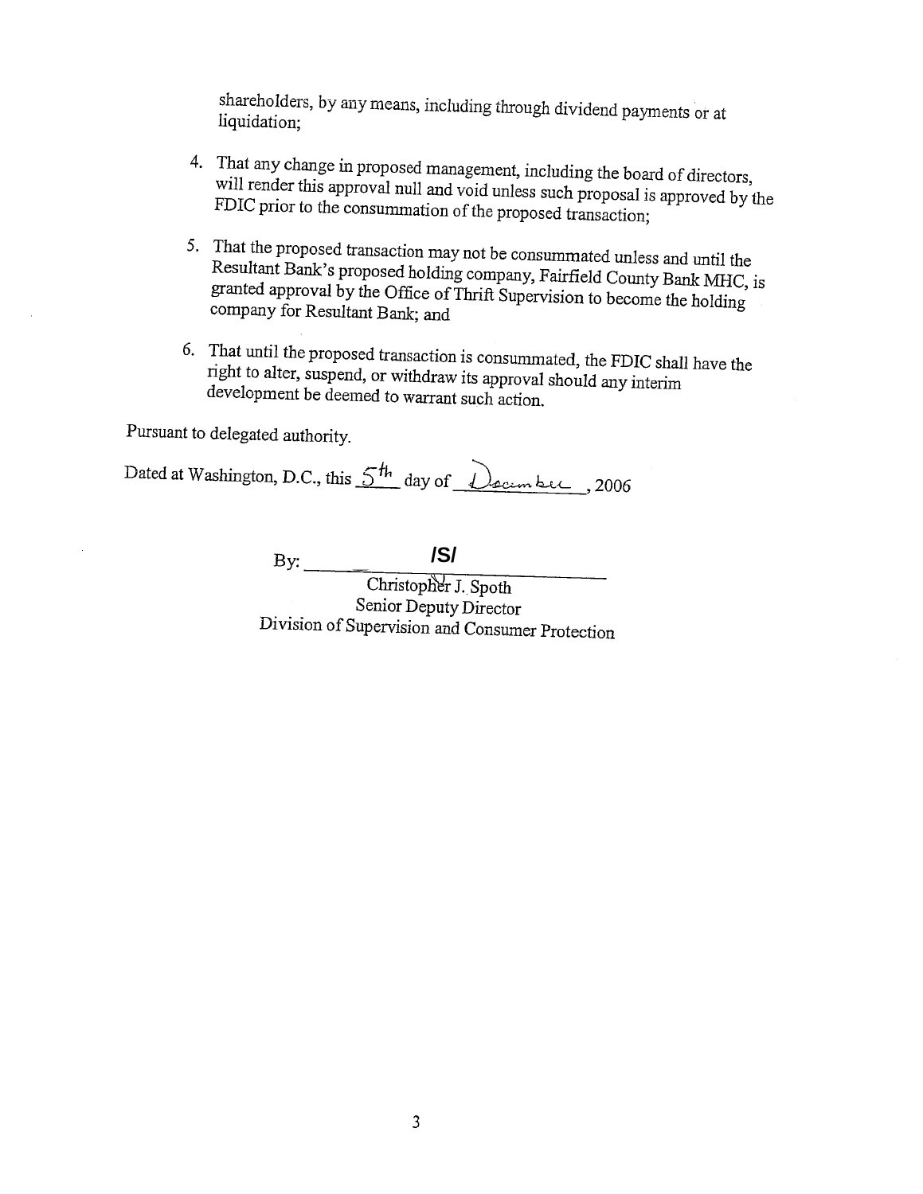shareholders, by any means, including through dividend payments or at liquidation;

4. That any change in proposed management, including the board of directors, will render this approval null and void unless such proposal is approved by the FDIC prior to the consummation of the proposed transaction;

5. That the proposed transaction may not be consummated unless and until the Resultant Bank's proposed holding company, Fairfield County Bank MHC, is granted approval by the Office of Thrift Supervision to become the holding company for Resultant Bank; and

6. That until the proposed transaction is consummated, the FDIC shall have the right to alter, suspend, or withdraw its approval should any interim development be deemed to warrant such action.

Pursuant to delegated authority.

Dated at Washington, D.C., this 5th day of December, 2006

By: /S/

Christopher J. Spoth
Senior Deputy Director
Division of Supervision and Consumer Protection